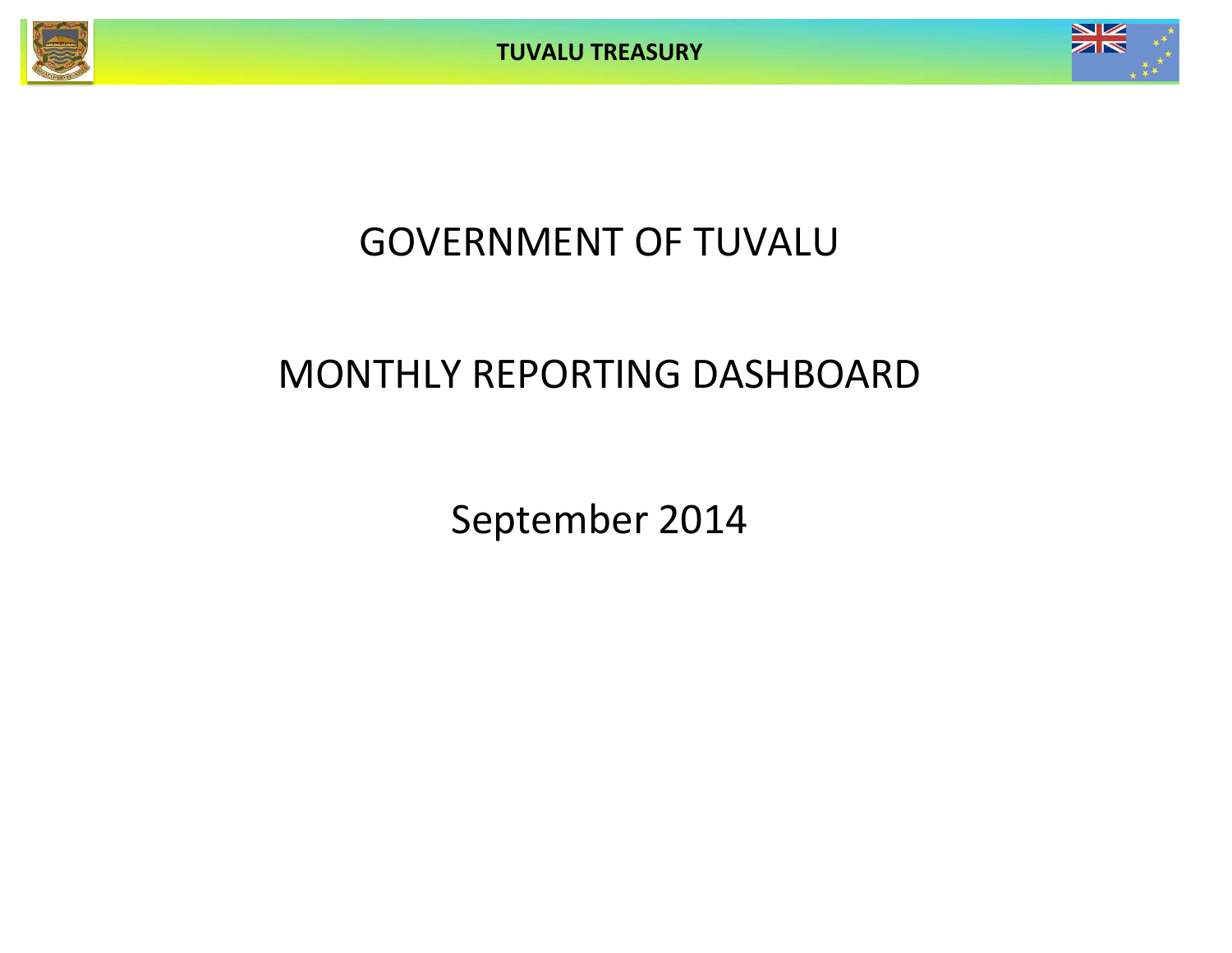# GOVERNMENT OF TUVALU

# MONTHLY REPORTING DASHBOARD

## September 2014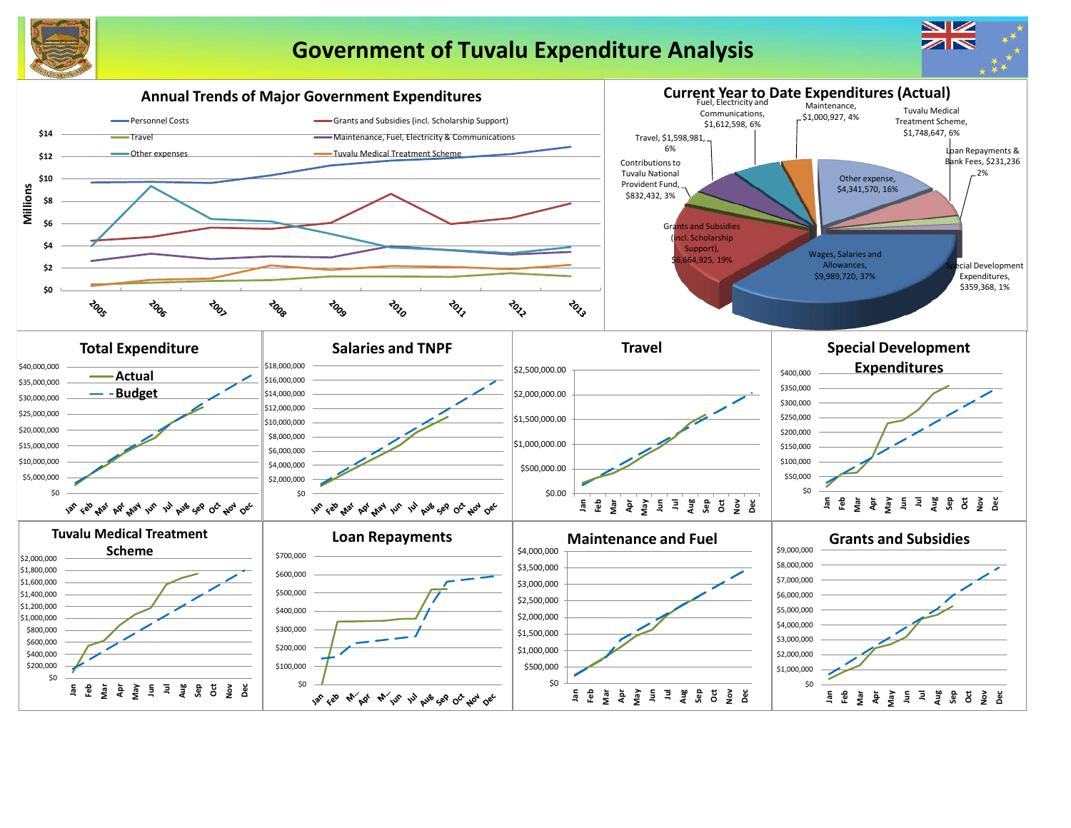# Government of Tuvalu Expenditure Analysis

## Annual Trends of Major Government Expenditures

Millions

- Personnel Costs
- Grants and Subsidies (incl. Scholarship Support)
- Travel
- Maintenance, Fuel, Electricity & Communications
- Other expenses
- Tuvalu Medical Treatment Scheme

$14, $12, $10, $8, $6, $4, $2, $0

2005, 2006, 2007, 2008, 2009, 2010, 2011, 2012, 2013

## Current Year to Date Expenditures (Actual)

- Fuel, Electricity and Communications, $1,612,598, 6%
- Maintenance, $1,000,927, 4%
- Tuvalu Medical Treatment Scheme, $1,748,647, 6%
- Travel, $1,598,981, 6%
- Loan Repayments & Bank Fees, $231,236, 2%
- Contributions to Tuvalu National Provident Fund, $832,432, 3%
- Other expense, $4,341,570, 16%
- Grants and Subsidies (incl. Scholarship Support), $6,664,925, 19%
- Wages, Salaries and Allowances, $9,989,720, 37%
- Special Development Expenditures, $359,368, 1%

## Total Expenditure

- Actual
- Budget

$40,000,000, $35,000,000, $30,000,000, $25,000,000, $20,000,000, $15,000,000, $10,000,000, $5,000,000, $0

Jan, Feb, Mar, Apr, May, Jun, Jul, Aug, Sep, Oct, Nov, Dec

## Salaries and TNPF

$18,000,000, $16,000,000, $14,000,000, $12,000,000, $10,000,000, $8,000,000, $6,000,000, $4,000,000, $2,000,000, $0

Jan, Feb, Mar, Apr, May, Jun, Jul, Aug, Sep, Oct, Nov, Dec

## Travel

$2,500,000.00, $2,000,000.00, $1,500,000.00, $1,000,000.00, $500,000.00, $0.00

Jan, Feb, Mar, Apr, May, Jun, Jul, Aug, Sep, Oct, Nov, Dec

## Special Development Expenditures

$400,000, $350,000, $300,000, $250,000, $200,000, $150,000, $100,000, $50,000, $0

Jan, Feb, Mar, Apr, May, Jun, Jul, Aug, Sep, Oct, Nov, Dec

## Tuvalu Medical Treatment Scheme

$2,000,000, $1,800,000, $1,600,000, $1,400,000, $1,200,000, $1,000,000, $800,000, $600,000, $400,000, $200,000, $0

Jan, Feb, Mar, Apr, May, Jun, Jul, Aug, Sep, Oct, Nov, Dec

## Loan Repayments

$700,000, $600,000, $500,000, $400,000, $300,000, $200,000, $100,000, $0

Jan, Feb, M..., Apr, M..., Jun, Jul, Aug, Sep, Oct, Nov, Dec

## Maintenance and Fuel

$4,000,000, $3,500,000, $3,000,000, $2,500,000, $2,000,000, $1,500,000, $1,000,000, $500,000, $0

Jan, Feb, Mar, Apr, May, Jun, Jul, Aug, Sep, Oct, Nov, Dec

## Grants and Subsidies

$9,000,000, $8,000,000, $7,000,000, $6,000,000, $5,000,000, $4,000,000, $3,000,000, $2,000,000, $1,000,000, $0

Jan, Feb, Mar, Apr, May, Jun, Jul, Aug, Sep, Oct, Nov, Dec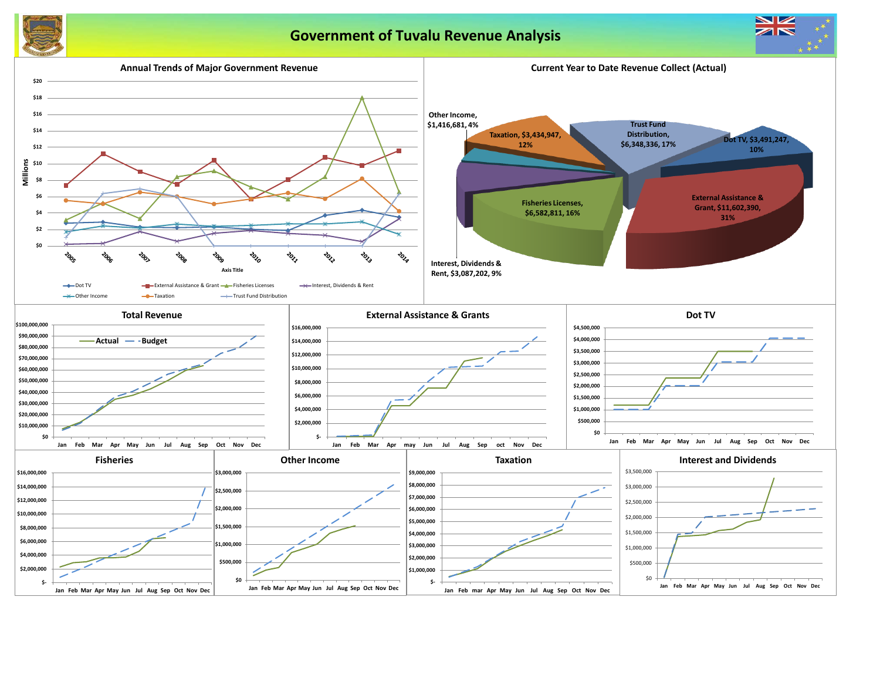# Government of Tuvalu Revenue Analysis

## Annual Trends of Major Government Revenue

Millions

$20, $18, $16, $14, $12, $10, $8, $6, $4, $2, $0

2005, 2006, 2007, 2008, 2009, 2010, 2011, 2012, 2013, 2014

Axis Title

Dot TV, External Assistance & Grant, Fisheries Licenses, Interest, Dividends & Rent, Other Income, Taxation, Trust Fund Distribution

## Current Year to Date Revenue Collect (Actual)

- Other Income, $1,416,681, 4%
- Taxation, $3,434,947, 12%
- Trust Fund Distribution, $6,348,336, 17%
- Dot TV, $3,491,247, 10%
- External Assistance & Grant, $11,602,390, 31%
- Fisheries Licenses, $6,582,811, 16%
- Interest, Dividends & Rent, $3,087,202, 9%

## Total Revenue

Actual, Budget

$100,000,000, $90,000,000, $80,000,000, $70,000,000, $60,000,000, $50,000,000, $40,000,000, $30,000,000, $20,000,000, $10,000,000, $0

Jan, Feb, Mar, Apr, May, Jun, Jul, Aug, Sep, Oct, Nov, Dec

## External Assistance & Grants

$16,000,000, $14,000,000, $12,000,000, $10,000,000, $8,000,000, $6,000,000, $4,000,000, $2,000,000, $-

Jan, Feb, Mar, Apr, may, Jun, Jul, Aug, Sep, oct, Nov, Dec

## Dot TV

$4,500,000, $4,000,000, $3,500,000, $3,000,000, $2,500,000, $2,000,000, $1,500,000, $1,000,000, $500,000, $0

Jan, Feb, Mar, Apr, May, Jun, Jul, Aug, Sep, Oct, Nov, Dec

## Fisheries

$16,000,000, $14,000,000, $12,000,000, $10,000,000, $8,000,000, $6,000,000, $4,000,000, $2,000,000, $-

Jan, Feb, Mar, Apr, May, Jun, Jul, Aug, Sep, Oct, Nov, Dec

## Other Income

$3,000,000, $2,500,000, $2,000,000, $1,500,000, $1,000,000, $500,000, $0

Jan, Feb, Mar, Apr, May, Jun, Jul, Aug, Sep, Oct, Nov, Dec

## Taxation

$9,000,000, $8,000,000, $7,000,000, $6,000,000, $5,000,000, $4,000,000, $3,000,000, $2,000,000, $1,000,000, $-

Jan, Feb, mar, Apr, May, Jun, Jul, Aug, Sep, Oct, Nov, Dec

## Interest and Dividends

$3,500,000, $3,000,000, $2,500,000, $2,000,000, $1,500,000, $1,000,000, $500,000, $0

Jan, Feb, Mar, Apr, May, Jun, Jul, Aug, Sep, Oct, Nov, Dec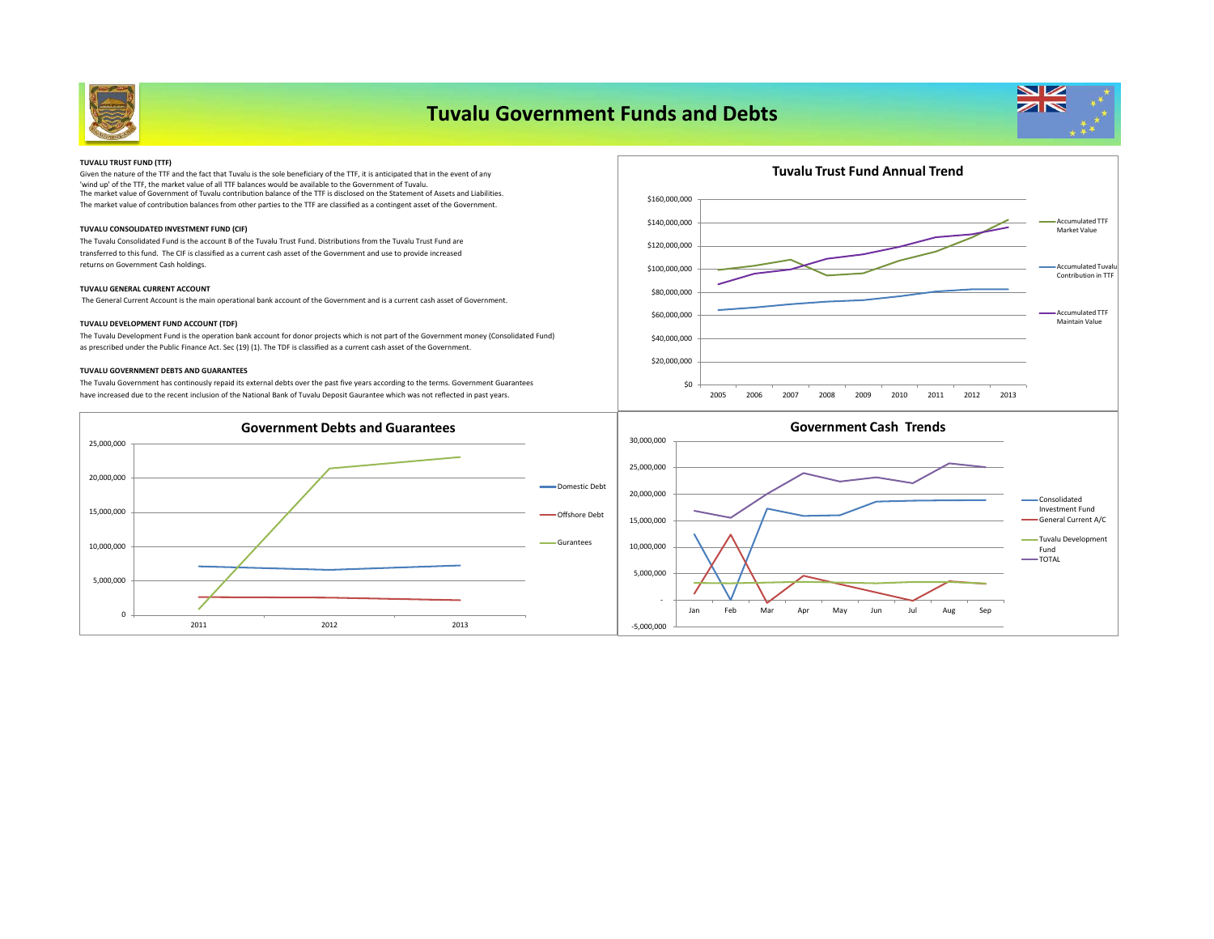# Tuvalu Government Funds and Debts

**TUVALU TRUST FUND (TTF)**

Given the nature of the TTF and the fact that Tuvalu is the sole beneficiary of the TTF, it is anticipated that in the event of any 'wind up' of the TTF, the market value of all TTF balances would be available to the Government of Tuvalu.
The market value of Government of Tuvalu contribution balance of the TTF is disclosed on the Statement of Assets and Liabilities.
The market value of contribution balances from other parties to the TTF are classified as a contingent asset of the Government.

**TUVALU CONSOLIDATED INVESTMENT FUND (CIF)**

The Tuvalu Consolidated Fund is the account B of the Tuvalu Trust Fund. Distributions from the Tuvalu Trust Fund are transferred to this fund. The CIF is classified as a current cash asset of the Government and use to provide increased returns on Government Cash holdings.

**TUVALU GENERAL CURRENT ACCOUNT**

The General Current Account is the main operational bank account of the Government and is a current cash asset of Government.

**TUVALU DEVELOPMENT FUND ACCOUNT (TDF)**

The Tuvalu Development Fund is the operation bank account for donor projects which is not part of the Government money (Consolidated Fund) as prescribed under the Public Finance Act. Sec (19) (1). The TDF is classified as a current cash asset of the Government.

**TUVALU GOVERNMENT DEBTS AND GUARANTEES**

The Tuvalu Government has continously repaid its external debts over the past five years according to the terms. Government Guarantees have increased due to the recent inclusion of the National Bank of Tuvalu Deposit Gaurantee which was not reflected in past years.

**Tuvalu Trust Fund Annual Trend**

Legend: Accumulated TTF Market Value; Accumulated Tuvalu Contribution in TTF; Accumulated TTF Maintain Value

Y-axis: $0 – $160,000,000; X-axis: 2005 – 2013

**Government Debts and Guarantees**

Legend: Domestic Debt; Offshore Debt; Gurantees

Y-axis: 0 – 25,000,000; X-axis: 2011, 2012, 2013

**Government Cash Trends**

Legend: Consolidated Investment Fund; General Current A/C; Tuvalu Development Fund; TOTAL

Y-axis: -5,000,000 – 30,000,000; X-axis: Jan – Sep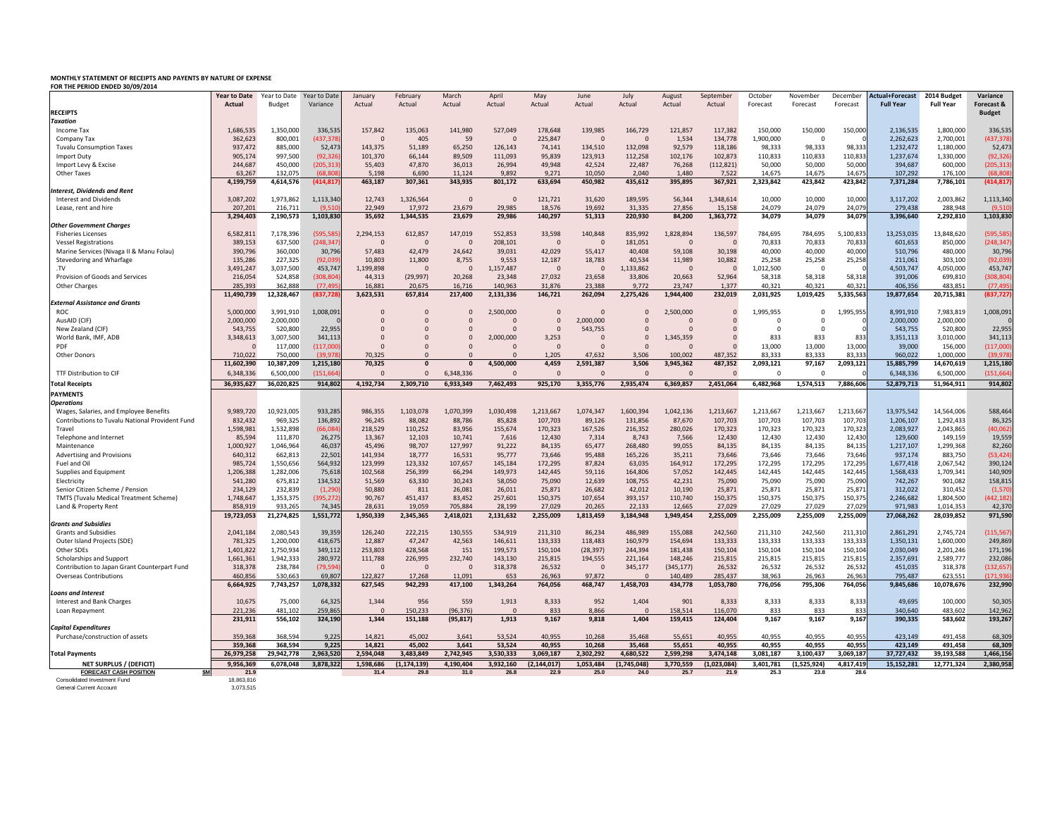**MONTHLY STATEMENT OF RECEIPTS AND PAYENTS BY NATURE OF EXPENSE**
**FOR THE PERIOD ENDED 30/09/2014**

| | Year to Date Actual | Year to Date Budget | Year to Date Variance | January Actual | February Actual | March Actual | April Actual | May Actual | June Actual | July Actual | August Actual | September Actual | October Forecast | November Forecast | December Forecast | Actual+Forecast Full Year | 2014 Budget Full Year | Variance Forecast & Budget |
|---|---|---|---|---|---|---|---|---|---|---|---|---|---|---|---|---|---|---|
| **RECEIPTS** | | | | | | | | | | | | | | | | | | |
| ***Taxation*** | | | | | | | | | | | | | | | | | | |
| Income Tax | 1,686,535 | 1,350,000 | 336,535 | 157,842 | 135,063 | 141,980 | 527,049 | 178,648 | 139,985 | 166,729 | 121,857 | 117,382 | 150,000 | 150,000 | 150,000 | 2,136,535 | 1,800,000 | 336,535 |
| Company Tax | 362,623 | 800,001 | (437,378) | 0 | 405 | 59 | 0 | 225,847 | 0 | 0 | 1,534 | 134,778 | 1,900,000 | 0 | 0 | 2,262,623 | 2,700,001 | (437,378) |
| Tuvalu Consumption Taxes | 937,472 | 885,000 | 52,473 | 143,375 | 51,189 | 65,250 | 126,143 | 74,141 | 134,510 | 132,098 | 92,579 | 118,186 | 98,333 | 98,333 | 98,333 | 1,232,472 | 1,180,000 | 52,473 |
| Import Duty | 905,174 | 997,500 | (92,326) | 101,370 | 66,144 | 89,509 | 111,093 | 95,839 | 123,913 | 112,258 | 102,176 | 102,873 | 110,833 | 110,833 | 110,833 | 1,237,674 | 1,330,000 | (92,326) |
| Import Levy & Excise | 244,687 | 450,000 | (205,313) | 55,403 | 47,870 | 36,013 | 26,994 | 49,948 | 42,524 | 22,487 | 76,268 | (112,821) | 50,000 | 50,000 | 50,000 | 394,687 | 600,000 | (205,313) |
| Other Taxes | 63,267 | 132,075 | (68,808) | 5,198 | 6,690 | 11,124 | 9,892 | 9,271 | 10,050 | 2,040 | 1,480 | 7,522 | 14,675 | 14,675 | 14,675 | 107,292 | 176,100 | (68,808) |
| | **4,199,759** | **4,614,576** | **(414,817)** | **463,187** | **307,361** | **343,935** | **801,172** | **633,694** | **450,982** | **435,612** | **395,895** | **367,921** | **2,323,842** | **423,842** | **423,842** | **7,371,284** | **7,786,101** | **(414,817)** |
| ***Interest, Dividends and Rent*** | | | | | | | | | | | | | | | | | | |
| Interest and Dividends | 3,087,202 | 1,973,862 | 1,113,340 | 12,743 | 1,326,564 | 0 | 0 | 121,721 | 31,620 | 189,595 | 56,344 | 1,348,614 | 10,000 | 10,000 | 10,000 | 3,117,202 | 2,003,862 | 1,113,340 |
| Lease, rent and hire | 207,201 | 216,711 | (9,510) | 22,949 | 17,972 | 23,679 | 29,985 | 18,576 | 19,692 | 31,335 | 27,856 | 15,158 | 24,079 | 24,079 | 24,079 | 279,438 | 288,948 | (9,510) |
| | **3,294,403** | **2,190,573** | **1,103,830** | **35,692** | **1,344,535** | **23,679** | **29,986** | **140,297** | **51,313** | **220,930** | **84,200** | **1,363,772** | **34,079** | **34,079** | **34,079** | **3,396,640** | **2,292,810** | **1,103,830** |
| ***Other Government Charges*** | | | | | | | | | | | | | | | | | | |
| Fisheries Licenses | 6,582,811 | 7,178,396 | (595,585) | 2,294,153 | 612,857 | 147,019 | 552,853 | 33,598 | 140,848 | 835,992 | 1,828,894 | 136,597 | 784,695 | 784,695 | 5,100,833 | 13,253,035 | 13,848,620 | (595,585) |
| Vessel Registrations | 389,153 | 637,500 | (248,347) | 0 | 0 | 0 | 208,101 | 0 | 0 | 181,051 | 0 | 0 | 70,833 | 70,833 | 70,833 | 601,653 | 850,000 | (248,347) |
| Marine Services (Nivaga II & Manu Folau) | 390,796 | 360,000 | 30,796 | 57,483 | 42,479 | 24,642 | 39,031 | 42,029 | 55,417 | 40,408 | 59,108 | 30,198 | 40,000 | 40,000 | 40,000 | 510,796 | 480,000 | 30,796 |
| Stevedoring and Wharfage | 135,286 | 227,325 | (92,039) | 10,803 | 11,800 | 8,755 | 9,553 | 12,187 | 18,783 | 40,534 | 11,989 | 10,882 | 25,258 | 25,258 | 25,258 | 211,061 | 303,100 | (92,039) |
| .TV | 3,491,247 | 3,037,500 | 453,747 | 1,199,898 | 0 | 0 | 1,157,487 | 0 | 0 | 1,133,862 | 0 | 0 | 1,012,500 | 0 | 0 | 4,503,747 | 4,050,000 | 453,747 |
| Provision of Goods and Services | 216,054 | 524,858 | (308,804) | 44,313 | (29,997) | 20,268 | 23,348 | 27,032 | 23,658 | 33,806 | 20,663 | 52,964 | 58,318 | 58,318 | 58,318 | 391,006 | 699,810 | (308,804) |
| Other Charges | 285,393 | 362,888 | (77,495) | 16,881 | 20,675 | 16,716 | 140,963 | 31,876 | 23,388 | 9,772 | 23,747 | 1,377 | 40,321 | 40,321 | 40,321 | 406,356 | 483,851 | (77,495) |
| | **11,490,739** | **12,328,467** | **(837,728)** | **3,623,531** | **657,814** | **217,400** | **2,131,336** | **146,721** | **262,094** | **2,275,426** | **1,944,400** | **232,019** | **2,031,925** | **1,019,425** | **5,335,563** | **19,877,654** | **20,715,381** | **(837,727)** |
| ***External Assistance and Grants*** | | | | | | | | | | | | | | | | | | |
| ROC | 5,000,000 | 3,991,910 | 1,008,091 | 0 | 0 | 0 | 2,500,000 | 0 | 0 | 0 | 2,500,000 | 0 | 1,995,955 | 0 | 1,995,955 | 8,991,910 | 7,983,819 | 1,008,091 |
| AusAID (CIF) | 2,000,000 | 2,000,000 | 0 | 0 | 0 | 0 | 0 | 0 | 2,000,000 | 0 | 0 | 0 | 0 | 0 | 0 | 2,000,000 | 2,000,000 | 0 |
| New Zealand (CIF) | 543,755 | 520,800 | 22,955 | 0 | 0 | 0 | 0 | 0 | 543,755 | 0 | 0 | 0 | 0 | 0 | 0 | 543,755 | 520,800 | 22,955 |
| World Bank, IMF, ADB | 3,348,613 | 3,007,500 | 341,113 | 0 | 0 | 0 | 2,000,000 | 3,253 | 0 | 0 | 1,345,359 | 0 | 833 | 833 | 833 | 3,351,113 | 3,010,000 | 341,113 |
| PDF | 0 | 117,000 | (117,000) | 0 | 0 | 0 | 0 | 0 | 0 | 0 | 0 | 0 | 13,000 | 13,000 | 13,000 | 39,000 | 156,000 | (117,000) |
| Other Donors | 710,022 | 750,000 | (39,978) | 70,325 | 0 | 0 | 0 | 1,205 | 47,632 | 3,506 | 100,002 | 487,352 | 83,333 | 83,333 | 83,333 | 960,022 | 1,000,000 | (39,978) |
| | **11,602,390** | **10,387,209** | **1,215,180** | **70,325** | **0** | **0** | **4,500,000** | **4,459** | **2,591,387** | **3,506** | **3,945,362** | **487,352** | **2,093,121** | **97,167** | **2,093,121** | **15,885,799** | **14,670,619** | **1,215,180** |
| TTF Distribution to CIF | 6,348,336 | 6,500,000 | (151,664) | 0 | 0 | 6,348,336 | 0 | 0 | 0 | 0 | 0 | 0 | 0 | 0 | 0 | 6,348,336 | 6,500,000 | (151,664) |
| **Total Receipts** | **36,935,627** | **36,020,825** | **914,802** | **4,192,734** | **2,309,710** | **6,933,349** | **7,462,493** | **925,170** | **3,355,776** | **2,935,474** | **6,369,857** | **2,451,064** | **6,482,968** | **1,574,513** | **7,886,606** | **52,879,713** | **51,964,911** | **914,802** |
| **PAYMENTS** | | | | | | | | | | | | | | | | | | |
| ***Operations*** | | | | | | | | | | | | | | | | | | |
| Wages, Salaries, and Employee Benefits | 9,989,720 | 10,923,005 | 933,285 | 986,355 | 1,103,078 | 1,070,399 | 1,030,498 | 1,213,667 | 1,074,347 | 1,600,394 | 1,042,136 | 1,213,667 | 1,213,667 | 1,213,667 | 1,213,667 | 13,975,542 | 14,564,006 | 588,464 |
| Contributions to Tuvalu National Provident Fund | 832,432 | 969,325 | 136,892 | 96,245 | 88,082 | 88,786 | 85,828 | 107,703 | 89,126 | 131,856 | 87,670 | 107,703 | 107,703 | 107,703 | 107,703 | 1,206,107 | 1,292,433 | 86,325 |
| Travel | 1,598,981 | 1,532,898 | (66,084) | 218,529 | 110,252 | 83,956 | 155,674 | 170,323 | 167,526 | 216,352 | 280,026 | 170,323 | 170,323 | 170,323 | 170,323 | 2,083,927 | 2,043,865 | (40,062) |
| Telephone and Internet | 85,594 | 111,870 | 26,275 | 13,367 | 12,103 | 10,741 | 7,616 | 12,430 | 7,314 | 8,743 | 7,566 | 12,430 | 12,430 | 12,430 | 12,430 | 129,600 | 149,159 | 19,559 |
| Maintenance | 1,000,927 | 1,046,964 | 46,037 | 45,496 | 98,707 | 127,997 | 91,222 | 84,135 | 65,477 | 268,480 | 99,055 | 84,135 | 84,135 | 84,135 | 84,135 | 1,217,107 | 1,299,368 | 82,260 |
| Advertising and Provisions | 640,312 | 662,813 | 22,501 | 141,934 | 18,777 | 16,531 | 95,777 | 73,646 | 95,488 | 165,226 | 35,211 | 73,646 | 73,646 | 73,646 | 73,646 | 937,174 | 883,750 | (53,424) |
| Fuel and Oil | 985,724 | 1,550,656 | 564,932 | 123,999 | 123,332 | 107,657 | 145,184 | 172,295 | 87,824 | 63,035 | 164,912 | 172,295 | 172,295 | 172,295 | 172,295 | 1,677,418 | 2,067,542 | 390,124 |
| Supplies and Equipment | 1,206,388 | 1,282,006 | 75,618 | 102,568 | 256,399 | 66,294 | 149,973 | 142,445 | 59,116 | 164,806 | 57,052 | 142,445 | 142,445 | 142,445 | 142,445 | 1,568,433 | 1,709,341 | 140,909 |
| Electricity | 541,280 | 675,812 | 134,532 | 51,569 | 63,330 | 30,243 | 58,050 | 75,090 | 12,639 | 108,755 | 42,231 | 75,090 | 75,090 | 75,090 | 75,090 | 742,267 | 901,082 | 158,815 |
| Senior Citizen Scheme / Pension | 234,129 | 232,839 | (1,290) | 50,880 | 811 | 26,081 | 26,011 | 25,871 | 26,682 | 42,012 | 10,190 | 25,871 | 25,871 | 25,871 | 25,871 | 312,022 | 310,452 | (1,570) |
| TMTS (Tuvalu Medical Treatment Scheme) | 1,748,647 | 1,353,375 | (395,272) | 90,767 | 451,437 | 83,452 | 257,601 | 150,375 | 107,654 | 393,157 | 110,740 | 150,375 | 150,375 | 150,375 | 150,375 | 2,246,682 | 1,804,500 | (442,182) |
| Land & Property Rent | 858,919 | 933,265 | 74,345 | 28,631 | 19,059 | 705,884 | 28,199 | 27,029 | 20,265 | 22,133 | 12,665 | 27,029 | 27,029 | 27,029 | 27,029 | 971,983 | 1,014,353 | 42,370 |
| | **19,723,053** | **21,274,825** | **1,551,772** | **1,950,339** | **2,345,365** | **2,418,021** | **2,131,632** | **2,255,009** | **1,813,459** | **3,184,948** | **1,949,454** | **2,255,009** | **2,255,009** | **2,255,009** | **2,255,009** | **27,068,262** | **28,039,852** | **971,590** |
| ***Grants and Subsidies*** | | | | | | | | | | | | | | | | | | |
| Grants and Subsidies | 2,041,184 | 2,080,543 | 39,359 | 126,240 | 222,215 | 130,555 | 534,919 | 211,310 | 86,234 | 486,989 | 155,088 | 242,560 | 211,310 | 242,560 | 211,310 | 2,861,291 | 2,745,724 | (115,567) |
| Outer Island Projects (SDE) | 781,325 | 1,200,000 | 418,675 | 12,887 | 47,247 | 42,563 | 146,611 | 133,333 | 118,483 | 160,979 | 154,694 | 133,333 | 133,333 | 133,333 | 133,333 | 1,350,131 | 1,600,000 | 249,869 |
| Other SDEs | 1,401,822 | 1,750,934 | 349,112 | 253,803 | 428,568 | 151 | 199,573 | 150,104 | (28,397) | 244,394 | 181,438 | 150,104 | 150,104 | 150,104 | 150,104 | 2,030,049 | 2,201,246 | 171,196 |
| Scholarships and Support | 1,661,361 | 1,942,333 | 280,972 | 111,788 | 226,995 | 232,740 | 143,130 | 215,815 | 194,555 | 221,164 | 148,246 | 215,815 | 215,815 | 215,815 | 215,815 | 2,357,691 | 2,589,777 | 232,086 |
| Contribution to Japan Grant Counterpart Fund | 318,378 | 238,784 | (79,594) | 0 | 0 | 0 | 318,378 | 26,532 | 0 | 345,177 | (345,177) | 26,532 | 26,532 | 26,532 | 26,532 | 451,035 | 318,378 | (132,657) |
| Overseas Contributions | 460,856 | 530,663 | 69,807 | 122,827 | 17,268 | 11,091 | 653 | 26,963 | 97,872 | 0 | 140,489 | 285,437 | 38,963 | 26,963 | 26,963 | 795,487 | 623,551 | (171,936) |
| | **6,664,925** | **7,743,257** | **1,078,332** | **627,545** | **942,293** | **417,100** | **1,343,264** | **764,056** | **468,747** | **1,458,703** | **434,778** | **1,053,780** | **776,056** | **795,306** | **764,056** | **9,845,686** | **10,078,676** | **232,990** |
| ***Loans and Interest*** | | | | | | | | | | | | | | | | | | |
| Interest and Bank Charges | 10,675 | 75,000 | 64,325 | 1,344 | 956 | 559 | 1,913 | 8,333 | 952 | 1,404 | 901 | 8,333 | 8,333 | 8,333 | 8,333 | 49,695 | 100,000 | 50,305 |
| Loan Repayment | 221,236 | 481,102 | 259,865 | 0 | 150,233 | (96,376) | 0 | 833 | 8,866 | 0 | 158,514 | 116,070 | 833 | 833 | 833 | 340,640 | 483,602 | 142,962 |
| | **231,911** | **556,102** | **324,190** | **1,344** | **151,188** | **(95,817)** | **1,913** | **9,167** | **9,818** | **1,404** | **159,415** | **124,404** | **9,167** | **9,167** | **9,167** | **390,335** | **583,602** | **193,267** |
| ***Capital Expenditures*** | | | | | | | | | | | | | | | | | | |
| Purchase/construction of assets | 359,368 | 368,594 | 9,225 | 14,821 | 45,002 | 3,641 | 53,524 | 40,955 | 10,268 | 35,468 | 55,651 | 40,955 | 40,955 | 40,955 | 40,955 | 423,149 | 491,458 | 68,309 |
| | **359,368** | **368,594** | **9,225** | **14,821** | **45,002** | **3,641** | **53,524** | **40,955** | **10,268** | **35,468** | **55,651** | **40,955** | **40,955** | **40,955** | **40,955** | **423,149** | **491,458** | **68,309** |
| **Total Payments** | **26,979,258** | **29,942,778** | **2,963,520** | **2,594,048** | **3,483,849** | **2,742,945** | **3,530,333** | **3,069,187** | **2,302,292** | **4,680,522** | **2,599,298** | **3,474,148** | **3,081,187** | **3,100,437** | **3,069,187** | **37,727,432** | **39,193,588** | **1,466,156** |
| **NET SURPLUS / (DEFICIT)** | **9,956,369** | **6,078,048** | **3,878,322** | **1,598,686** | **(1,174,139)** | **4,190,404** | **3,932,160** | **(2,144,017)** | **1,053,484** | **(1,745,048)** | **3,770,559** | **(1,023,084)** | **3,401,781** | **(1,525,924)** | **4,817,419** | **15,152,281** | **12,771,324** | **2,380,958** |
| **FORECAST CASH POSITION** **$M** | **21.9** | | | **31.4** | **29.8** | **31.0** | **26.8** | **22.9** | **25.0** | **24.0** | **25.7** | **21.9** | **25.3** | **23.8** | **28.6** | | | |
| Consolidated Investment Fund | 18,863,816 | | | | | | | | | | | | | | | | | |
| General Current Account | 3,073,515 | | | | | | | | | | | | | | | | | |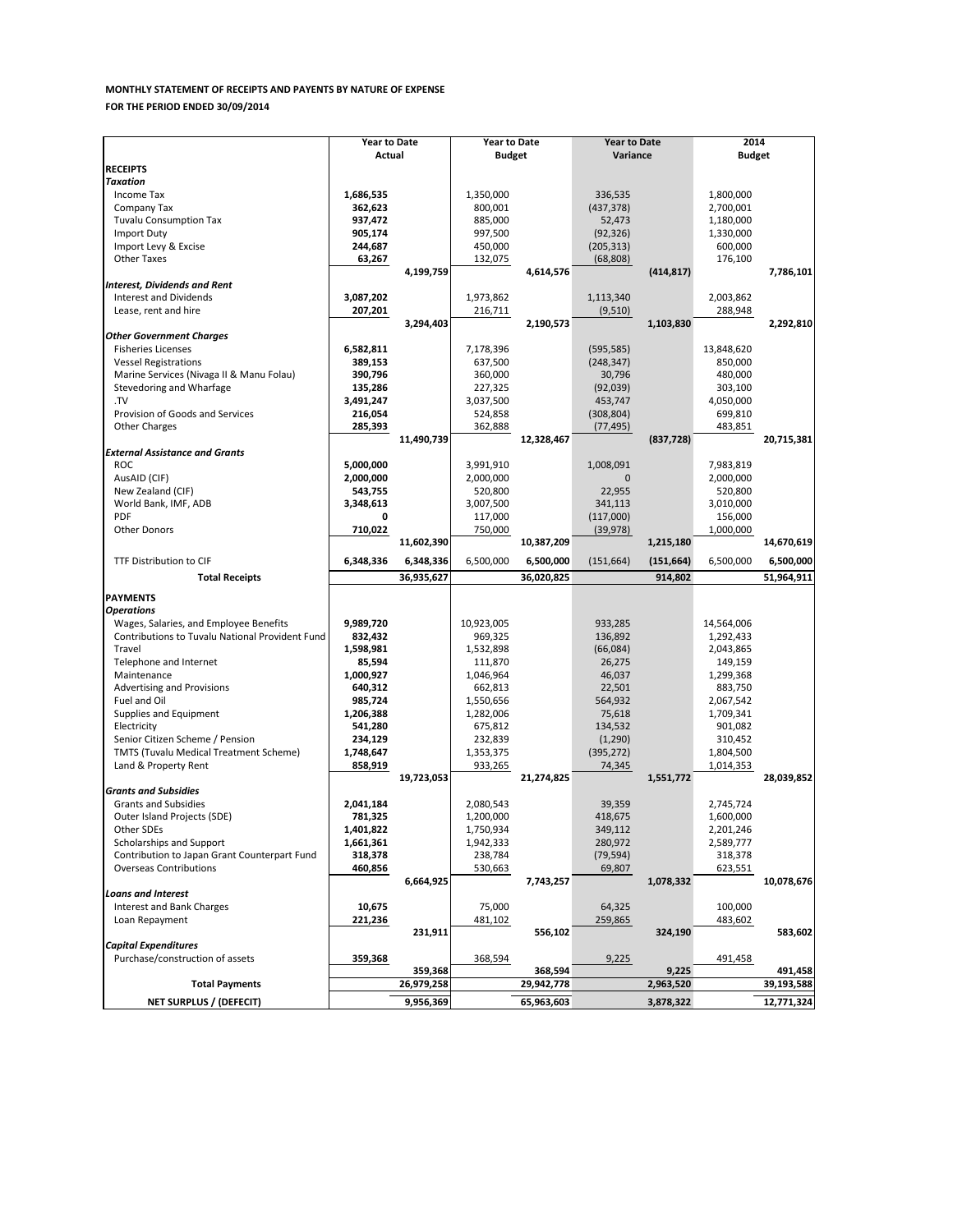**MONTHLY STATEMENT OF RECEIPTS AND PAYENTS BY NATURE OF EXPENSE**

**FOR THE PERIOD ENDED 30/09/2014**

| | Year to Date Actual | | Year to Date Budget | | Year to Date Variance | | 2014 Budget | |
|---|---|---|---|---|---|---|---|---|
| **RECEIPTS** | | | | | | | | |
| ***Taxation*** | | | | | | | | |
| Income Tax | **1,686,535** | | 1,350,000 | | 336,535 | | 1,800,000 | |
| Company Tax | **362,623** | | 800,001 | | (437,378) | | 2,700,001 | |
| Tuvalu Consumption Tax | **937,472** | | 885,000 | | 52,473 | | 1,180,000 | |
| Import Duty | **905,174** | | 997,500 | | (92,326) | | 1,330,000 | |
| Import Levy & Excise | **244,687** | | 450,000 | | (205,313) | | 600,000 | |
| Other Taxes | **63,267** | | 132,075 | | (68,808) | | 176,100 | |
| | | **4,199,759** | | **4,614,576** | | **(414,817)** | | **7,786,101** |
| ***Interest, Dividends and Rent*** | | | | | | | | |
| Interest and Dividends | **3,087,202** | | 1,973,862 | | 1,113,340 | | 2,003,862 | |
| Lease, rent and hire | **207,201** | | 216,711 | | (9,510) | | 288,948 | |
| | | **3,294,403** | | **2,190,573** | | **1,103,830** | | **2,292,810** |
| ***Other Government Charges*** | | | | | | | | |
| Fisheries Licenses | **6,582,811** | | 7,178,396 | | (595,585) | | 13,848,620 | |
| Vessel Registrations | **389,153** | | 637,500 | | (248,347) | | 850,000 | |
| Marine Services (Nivaga II & Manu Folau) | **390,796** | | 360,000 | | 30,796 | | 480,000 | |
| Stevedoring and Wharfage | **135,286** | | 227,325 | | (92,039) | | 303,100 | |
| .TV | **3,491,247** | | 3,037,500 | | 453,747 | | 4,050,000 | |
| Provision of Goods and Services | **216,054** | | 524,858 | | (308,804) | | 699,810 | |
| Other Charges | **285,393** | | 362,888 | | (77,495) | | 483,851 | |
| | | **11,490,739** | | **12,328,467** | | **(837,728)** | | **20,715,381** |
| ***External Assistance and Grants*** | | | | | | | | |
| ROC | **5,000,000** | | 3,991,910 | | 1,008,091 | | 7,983,819 | |
| AusAID (CIF) | **2,000,000** | | 2,000,000 | | 0 | | 2,000,000 | |
| New Zealand (CIF) | **543,755** | | 520,800 | | 22,955 | | 520,800 | |
| World Bank, IMF, ADB | **3,348,613** | | 3,007,500 | | 341,113 | | 3,010,000 | |
| PDF | **0** | | 117,000 | | (117,000) | | 156,000 | |
| Other Donors | **710,022** | | 750,000 | | (39,978) | | 1,000,000 | |
| | | **11,602,390** | | **10,387,209** | | **1,215,180** | | **14,670,619** |
| TTF Distribution to CIF | **6,348,336** | **6,348,336** | 6,500,000 | **6,500,000** | (151,664) | **(151,664)** | 6,500,000 | **6,500,000** |
| **Total Receipts** | | **36,935,627** | | **36,020,825** | | **914,802** | | **51,964,911** |
| **PAYMENTS** | | | | | | | | |
| ***Operations*** | | | | | | | | |
| Wages, Salaries, and Employee Benefits | **9,989,720** | | 10,923,005 | | 933,285 | | 14,564,006 | |
| Contributions to Tuvalu National Provident Fund | **832,432** | | 969,325 | | 136,892 | | 1,292,433 | |
| Travel | **1,598,981** | | 1,532,898 | | (66,084) | | 2,043,865 | |
| Telephone and Internet | **85,594** | | 111,870 | | 26,275 | | 149,159 | |
| Maintenance | **1,000,927** | | 1,046,964 | | 46,037 | | 1,299,368 | |
| Advertising and Provisions | **640,312** | | 662,813 | | 22,501 | | 883,750 | |
| Fuel and Oil | **985,724** | | 1,550,656 | | 564,932 | | 2,067,542 | |
| Supplies and Equipment | **1,206,388** | | 1,282,006 | | 75,618 | | 1,709,341 | |
| Electricity | **541,280** | | 675,812 | | 134,532 | | 901,082 | |
| Senior Citizen Scheme / Pension | **234,129** | | 232,839 | | (1,290) | | 310,452 | |
| TMTS (Tuvalu Medical Treatment Scheme) | **1,748,647** | | 1,353,375 | | (395,272) | | 1,804,500 | |
| Land & Property Rent | **858,919** | | 933,265 | | 74,345 | | 1,014,353 | |
| | | **19,723,053** | | **21,274,825** | | **1,551,772** | | **28,039,852** |
| ***Grants and Subsidies*** | | | | | | | | |
| Grants and Subsidies | **2,041,184** | | 2,080,543 | | 39,359 | | 2,745,724 | |
| Outer Island Projects (SDE) | **781,325** | | 1,200,000 | | 418,675 | | 1,600,000 | |
| Other SDEs | **1,401,822** | | 1,750,934 | | 349,112 | | 2,201,246 | |
| Scholarships and Support | **1,661,361** | | 1,942,333 | | 280,972 | | 2,589,777 | |
| Contribution to Japan Grant Counterpart Fund | **318,378** | | 238,784 | | (79,594) | | 318,378 | |
| Overseas Contributions | **460,856** | | 530,663 | | 69,807 | | 623,551 | |
| | | **6,664,925** | | **7,743,257** | | **1,078,332** | | **10,078,676** |
| ***Loans and Interest*** | | | | | | | | |
| Interest and Bank Charges | **10,675** | | 75,000 | | 64,325 | | 100,000 | |
| Loan Repayment | **221,236** | | 481,102 | | 259,865 | | 483,602 | |
| | | **231,911** | | **556,102** | | **324,190** | | **583,602** |
| ***Capital Expenditures*** | | | | | | | | |
| Purchase/construction of assets | **359,368** | | 368,594 | | 9,225 | | 491,458 | |
| | | **359,368** | | **368,594** | | **9,225** | | **491,458** |
| **Total Payments** | | **26,979,258** | | **29,942,778** | | **2,963,520** | | **39,193,588** |
| **NET SURPLUS / (DEFECIT)** | | **9,956,369** | | **65,963,603** | | **3,878,322** | | **12,771,324** |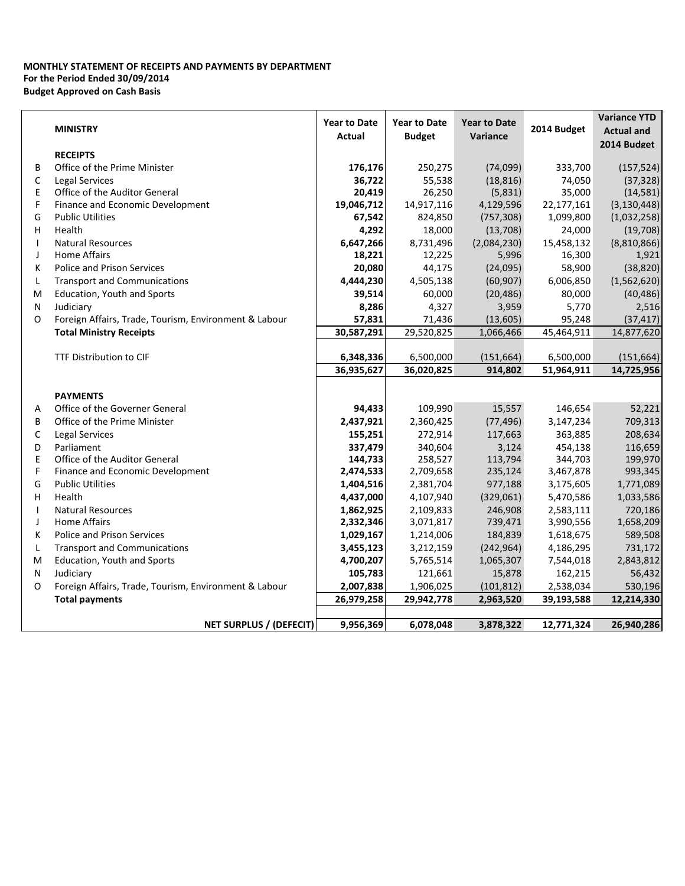**MONTHLY STATEMENT OF RECEIPTS AND PAYMENTS BY DEPARTMENT**
**For the Period Ended 30/09/2014**
**Budget Approved on Cash Basis**

| | MINISTRY | Year to Date Actual | Year to Date Budget | Year to Date Variance | 2014 Budget | Variance YTD Actual and 2014 Budget |
|---|---|---|---|---|---|---|
| | **RECEIPTS** | | | | | |
| B | Office of the Prime Minister | **176,176** | 250,275 | (74,099) | 333,700 | (157,524) |
| C | Legal Services | **36,722** | 55,538 | (18,816) | 74,050 | (37,328) |
| E | Office of the Auditor General | **20,419** | 26,250 | (5,831) | 35,000 | (14,581) |
| F | Finance and Economic Development | **19,046,712** | 14,917,116 | 4,129,596 | 22,177,161 | (3,130,448) |
| G | Public Utilities | **67,542** | 824,850 | (757,308) | 1,099,800 | (1,032,258) |
| H | Health | **4,292** | 18,000 | (13,708) | 24,000 | (19,708) |
| I | Natural Resources | **6,647,266** | 8,731,496 | (2,084,230) | 15,458,132 | (8,810,866) |
| J | Home Affairs | **18,221** | 12,225 | 5,996 | 16,300 | 1,921 |
| K | Police and Prison Services | **20,080** | 44,175 | (24,095) | 58,900 | (38,820) |
| L | Transport and Communications | **4,444,230** | 4,505,138 | (60,907) | 6,006,850 | (1,562,620) |
| M | Education, Youth and Sports | **39,514** | 60,000 | (20,486) | 80,000 | (40,486) |
| N | Judiciary | **8,286** | 4,327 | 3,959 | 5,770 | 2,516 |
| O | Foreign Affairs, Trade, Tourism, Environment & Labour | **57,831** | 71,436 | (13,605) | 95,248 | (37,417) |
| | **Total Ministry Receipts** | **30,587,291** | 29,520,825 | 1,066,466 | 45,464,911 | 14,877,620 |
| | | | | | | |
| | TTF Distribution to CIF | **6,348,336** | 6,500,000 | (151,664) | 6,500,000 | (151,664) |
| | | **36,935,627** | **36,020,825** | **914,802** | **51,964,911** | **14,725,956** |
| | | | | | | |
| | **PAYMENTS** | | | | | |
| A | Office of the Governer General | **94,433** | 109,990 | 15,557 | 146,654 | 52,221 |
| B | Office of the Prime Minister | **2,437,921** | 2,360,425 | (77,496) | 3,147,234 | 709,313 |
| C | Legal Services | **155,251** | 272,914 | 117,663 | 363,885 | 208,634 |
| D | Parliament | **337,479** | 340,604 | 3,124 | 454,138 | 116,659 |
| E | Office of the Auditor General | **144,733** | 258,527 | 113,794 | 344,703 | 199,970 |
| F | Finance and Economic Development | **2,474,533** | 2,709,658 | 235,124 | 3,467,878 | 993,345 |
| G | Public Utilities | **1,404,516** | 2,381,704 | 977,188 | 3,175,605 | 1,771,089 |
| H | Health | **4,437,000** | 4,107,940 | (329,061) | 5,470,586 | 1,033,586 |
| I | Natural Resources | **1,862,925** | 2,109,833 | 246,908 | 2,583,111 | 720,186 |
| J | Home Affairs | **2,332,346** | 3,071,817 | 739,471 | 3,990,556 | 1,658,209 |
| K | Police and Prison Services | **1,029,167** | 1,214,006 | 184,839 | 1,618,675 | 589,508 |
| L | Transport and Communications | **3,455,123** | 3,212,159 | (242,964) | 4,186,295 | 731,172 |
| M | Education, Youth and Sports | **4,700,207** | 5,765,514 | 1,065,307 | 7,544,018 | 2,843,812 |
| N | Judiciary | **105,783** | 121,661 | 15,878 | 162,215 | 56,432 |
| O | Foreign Affairs, Trade, Tourism, Environment & Labour | **2,007,838** | 1,906,025 | (101,812) | 2,538,034 | 530,196 |
| | **Total payments** | **26,979,258** | **29,942,778** | **2,963,520** | **39,193,588** | **12,214,330** |
| | | | | | | |
| | **NET SURPLUS / (DEFECIT)** | **9,956,369** | **6,078,048** | **3,878,322** | **12,771,324** | **26,940,286** |